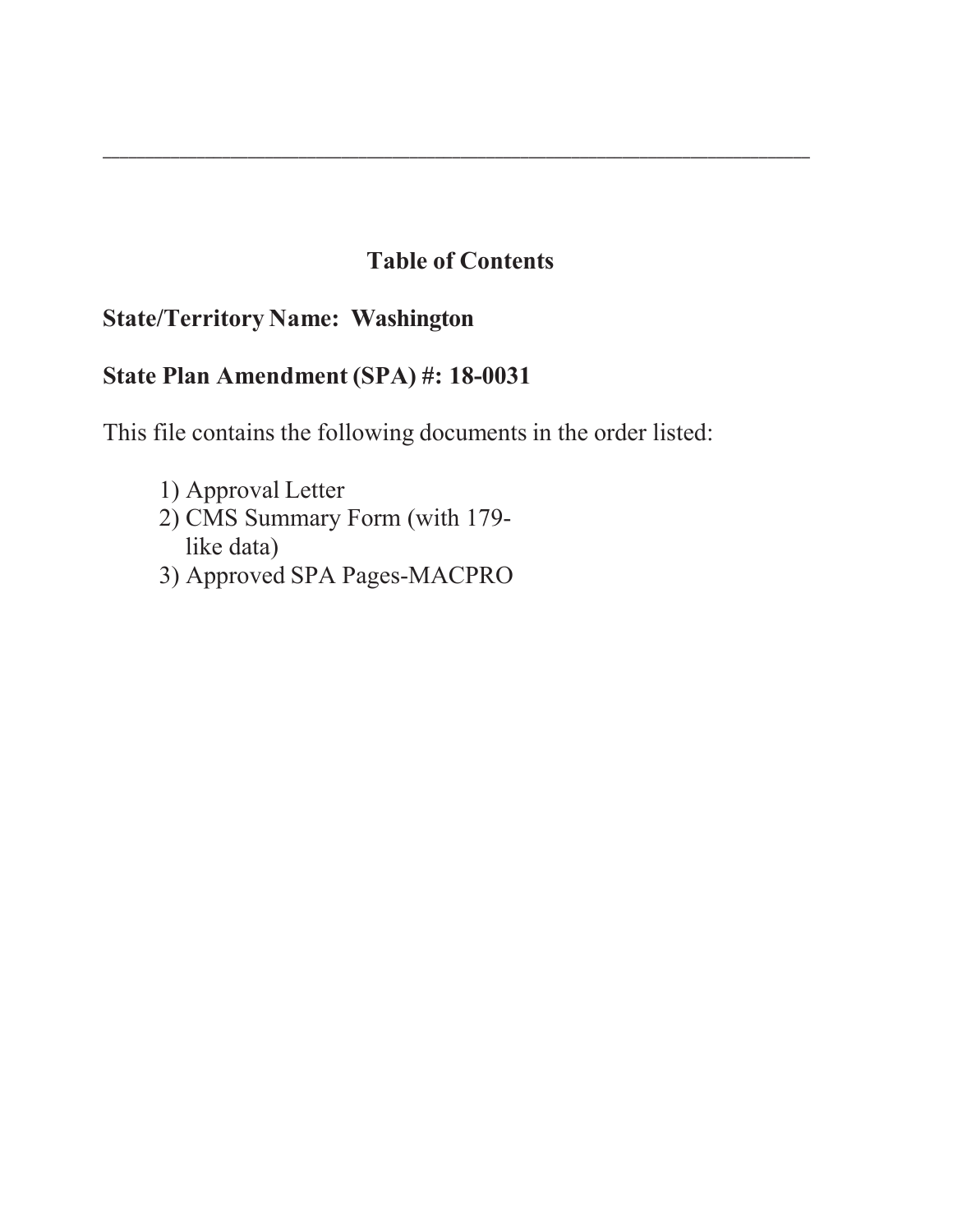---

## Table of Contents

**State/Territory Name: Washington**

**State Plan Amendment (SPA) #: 18-0031**

This file contains the following documents in the order listed:

1) Approval Letter
2) CMS Summary Form (with 179-like data)
3) Approved SPA Pages-MACPRO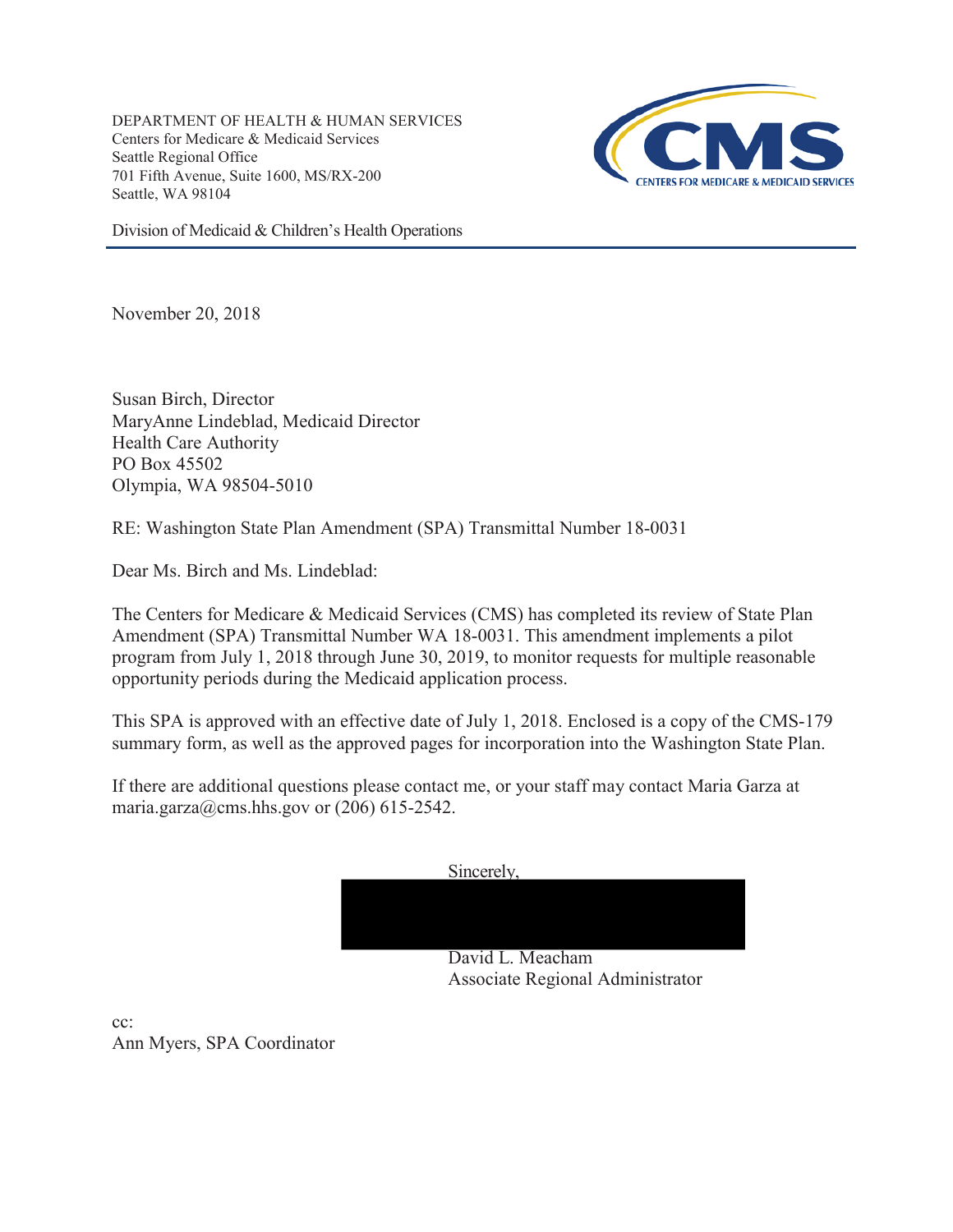DEPARTMENT OF HEALTH & HUMAN SERVICES
Centers for Medicare & Medicaid Services
Seattle Regional Office
701 Fifth Avenue, Suite 1600, MS/RX-200
Seattle, WA 98104

Division of Medicaid & Children's Health Operations

November 20, 2018

Susan Birch, Director
MaryAnne Lindeblad, Medicaid Director
Health Care Authority
PO Box 45502
Olympia, WA 98504-5010

RE: Washington State Plan Amendment (SPA) Transmittal Number 18-0031

Dear Ms. Birch and Ms. Lindeblad:

The Centers for Medicare & Medicaid Services (CMS) has completed its review of State Plan Amendment (SPA) Transmittal Number WA 18-0031. This amendment implements a pilot program from July 1, 2018 through June 30, 2019, to monitor requests for multiple reasonable opportunity periods during the Medicaid application process.

This SPA is approved with an effective date of July 1, 2018. Enclosed is a copy of the CMS-179 summary form, as well as the approved pages for incorporation into the Washington State Plan.

If there are additional questions please contact me, or your staff may contact Maria Garza at maria.garza@cms.hhs.gov or (206) 615-2542.

Sincerely,

David L. Meacham
Associate Regional Administrator

cc:
Ann Myers, SPA Coordinator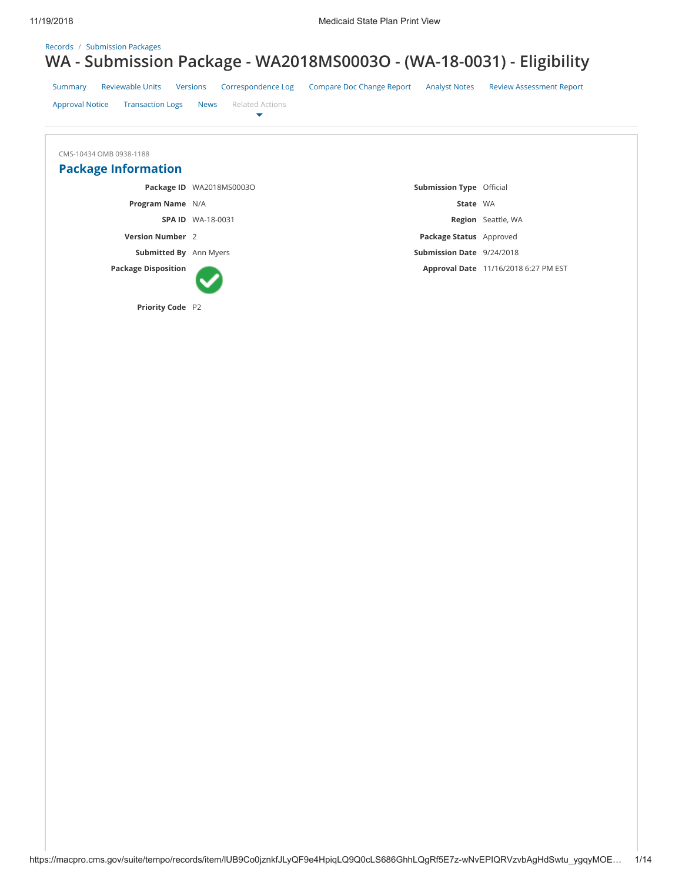Records / Submission Packages

# WA - Submission Package - WA2018MS0003O - (WA-18-0031) - Eligibility

Summary | Reviewable Units | Versions | Correspondence Log | Compare Doc Change Report | Analyst Notes | Review Assessment Report | Approval Notice | Transaction Logs | News | Related Actions

CMS-10434 OMB 0938-1188

## Package Information

| | | | |
|---|---|---|---|
| **Package ID** | WA2018MS0003O | **Submission Type** | Official |
| **Program Name** | N/A | **State** | WA |
| **SPA ID** | WA-18-0031 | **Region** | Seattle, WA |
| **Version Number** | 2 | **Package Status** | Approved |
| **Submitted By** | Ann Myers | **Submission Date** | 9/24/2018 |
| **Package Disposition** | ✔ | **Approval Date** | 11/16/2018 6:27 PM EST |
| **Priority Code** | P2 | | |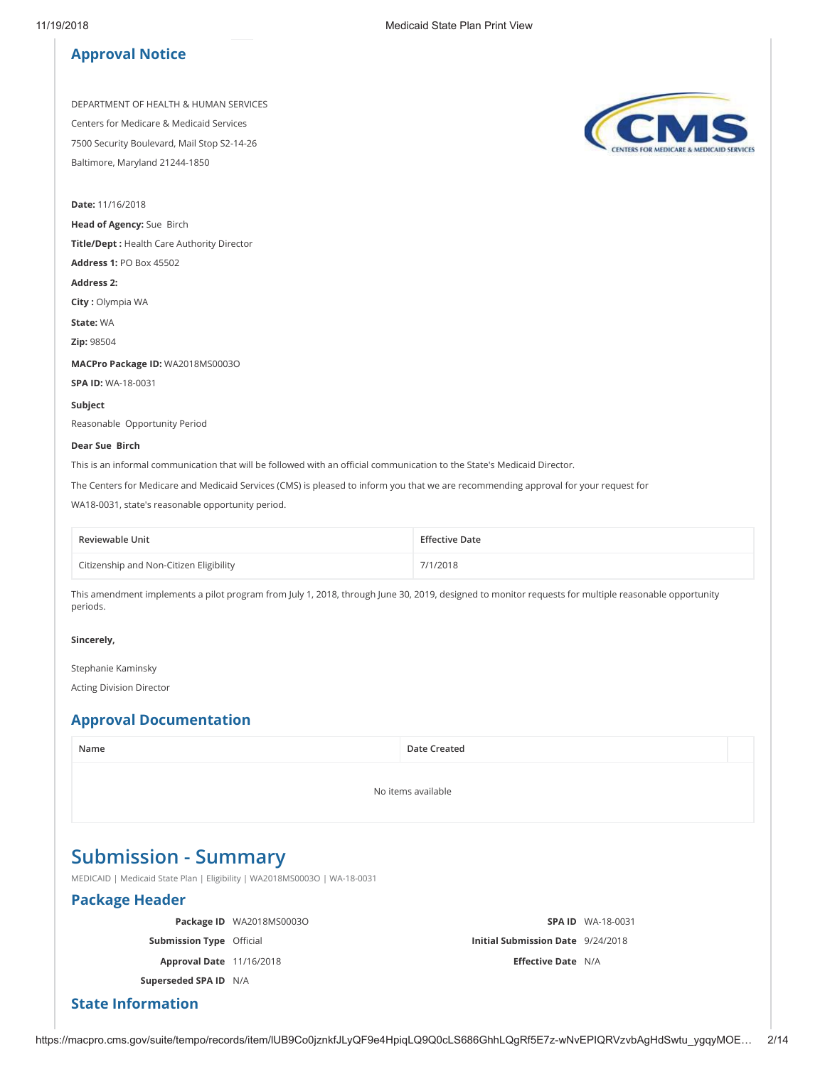## Approval Notice

DEPARTMENT OF HEALTH & HUMAN SERVICES

Centers for Medicare & Medicaid Services

7500 Security Boulevard, Mail Stop S2-14-26

Baltimore, Maryland 21244-1850

**Date:** 11/16/2018

**Head of Agency:** Sue Birch

**Title/Dept :** Health Care Authority Director

**Address 1:** PO Box 45502

**Address 2:**

**City :** Olympia WA

**State:** WA

**Zip:** 98504

**MACPro Package ID:** WA2018MS0003O

**SPA ID:** WA-18-0031

**Subject**

Reasonable Opportunity Period

**Dear Sue Birch**

This is an informal communication that will be followed with an official communication to the State's Medicaid Director.

The Centers for Medicare and Medicaid Services (CMS) is pleased to inform you that we are recommending approval for your request for WA18-0031, state's reasonable opportunity period.

| Reviewable Unit | Effective Date |
| --- | --- |
| Citizenship and Non-Citizen Eligibility | 7/1/2018 |

This amendment implements a pilot program from July 1, 2018, through June 30, 2019, designed to monitor requests for multiple reasonable opportunity periods.

**Sincerely,**

Stephanie Kaminsky

Acting Division Director

## Approval Documentation

| Name | Date Created |
| --- | --- |
| No items available | |

# Submission - Summary

MEDICAID | Medicaid State Plan | Eligibility | WA2018MS0003O | WA-18-0031

## Package Header

| | | | |
| --- | --- | --- | --- |
| **Package ID** | WA2018MS0003O | **SPA ID** | WA-18-0031 |
| **Submission Type** | Official | **Initial Submission Date** | 9/24/2018 |
| **Approval Date** | 11/16/2018 | **Effective Date** | N/A |
| **Superseded SPA ID** | N/A | | |

## State Information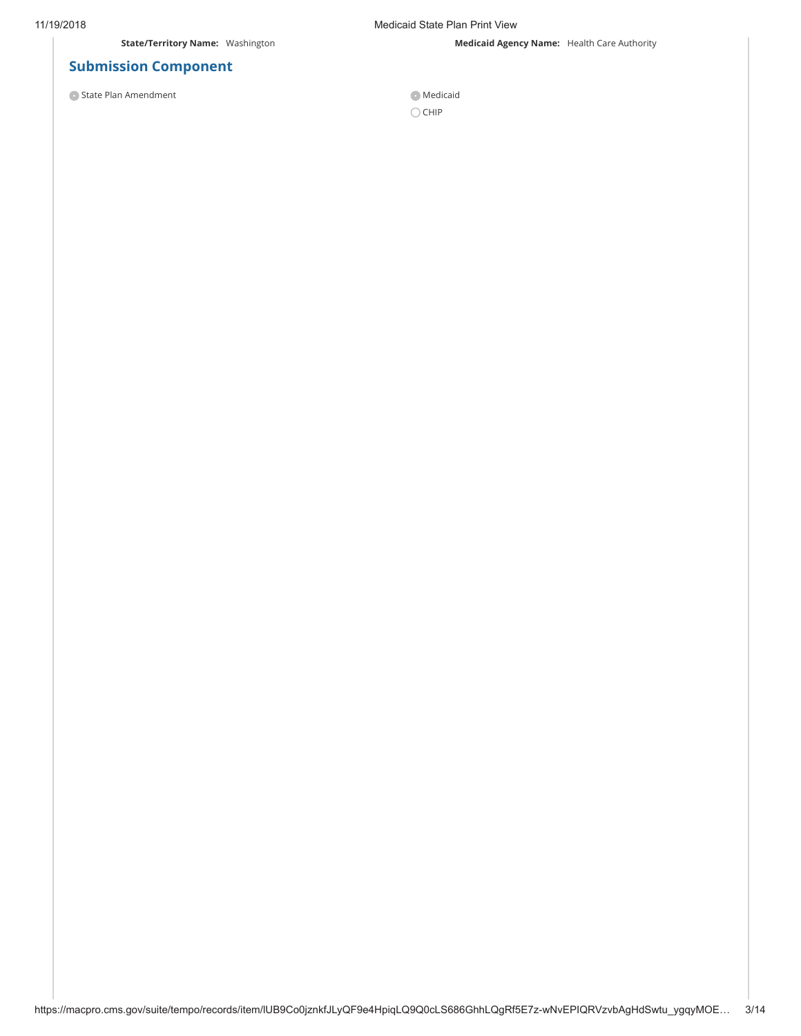**State/Territory Name:** Washington

**Medicaid Agency Name:** Health Care Authority

## Submission Component

- ◉ State Plan Amendment

- ◉ Medicaid
- ○ CHIP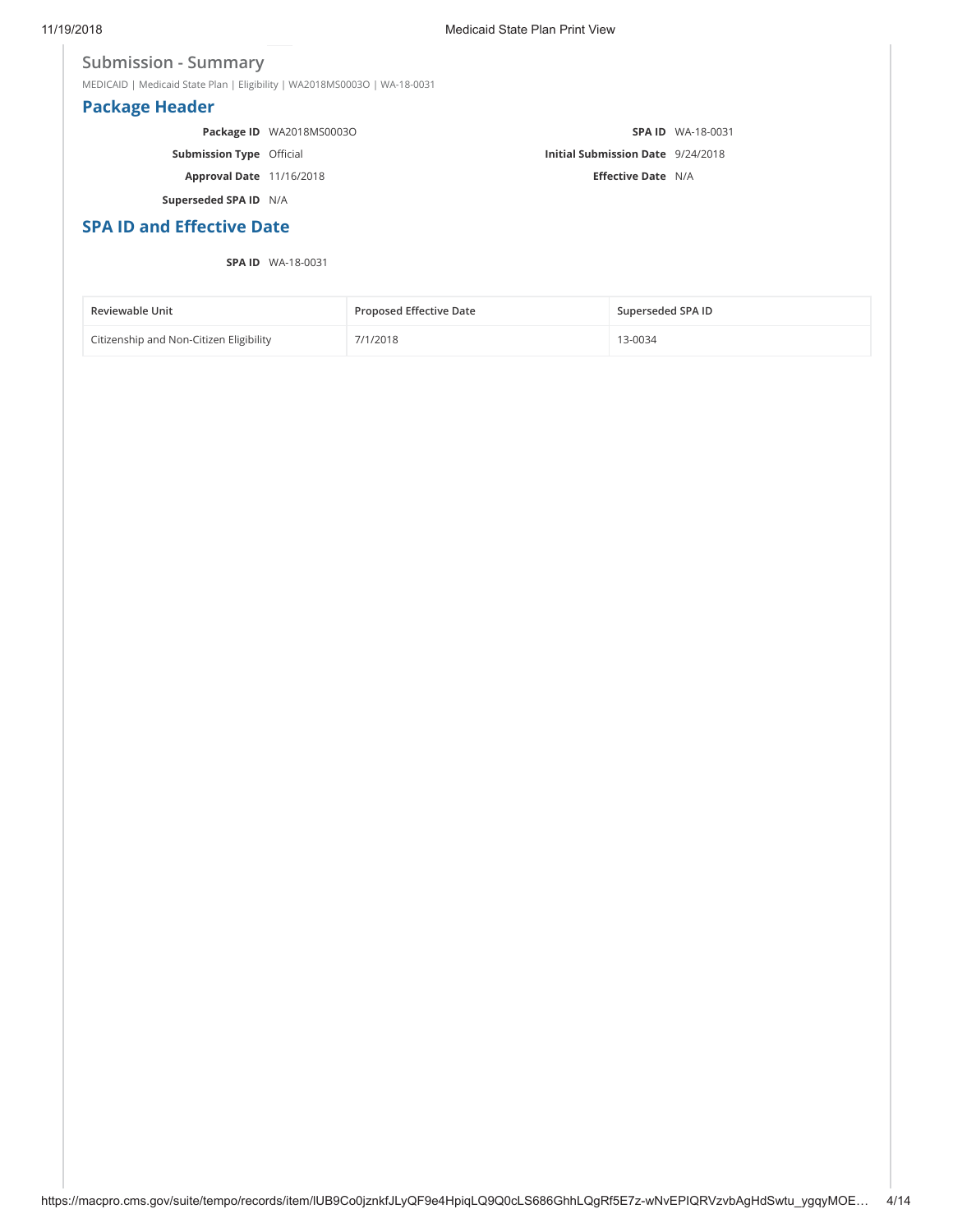## Submission - Summary

MEDICAID | Medicaid State Plan | Eligibility | WA2018MS0003O | WA-18-0031

## Package Header

**Package ID** WA2018MS0003O

**SPA ID** WA-18-0031

**Submission Type** Official

**Initial Submission Date** 9/24/2018

**Approval Date** 11/16/2018

**Effective Date** N/A

**Superseded SPA ID** N/A

## SPA ID and Effective Date

**SPA ID** WA-18-0031

| Reviewable Unit | Proposed Effective Date | Superseded SPA ID |
| --- | --- | --- |
| Citizenship and Non-Citizen Eligibility | 7/1/2018 | 13-0034 |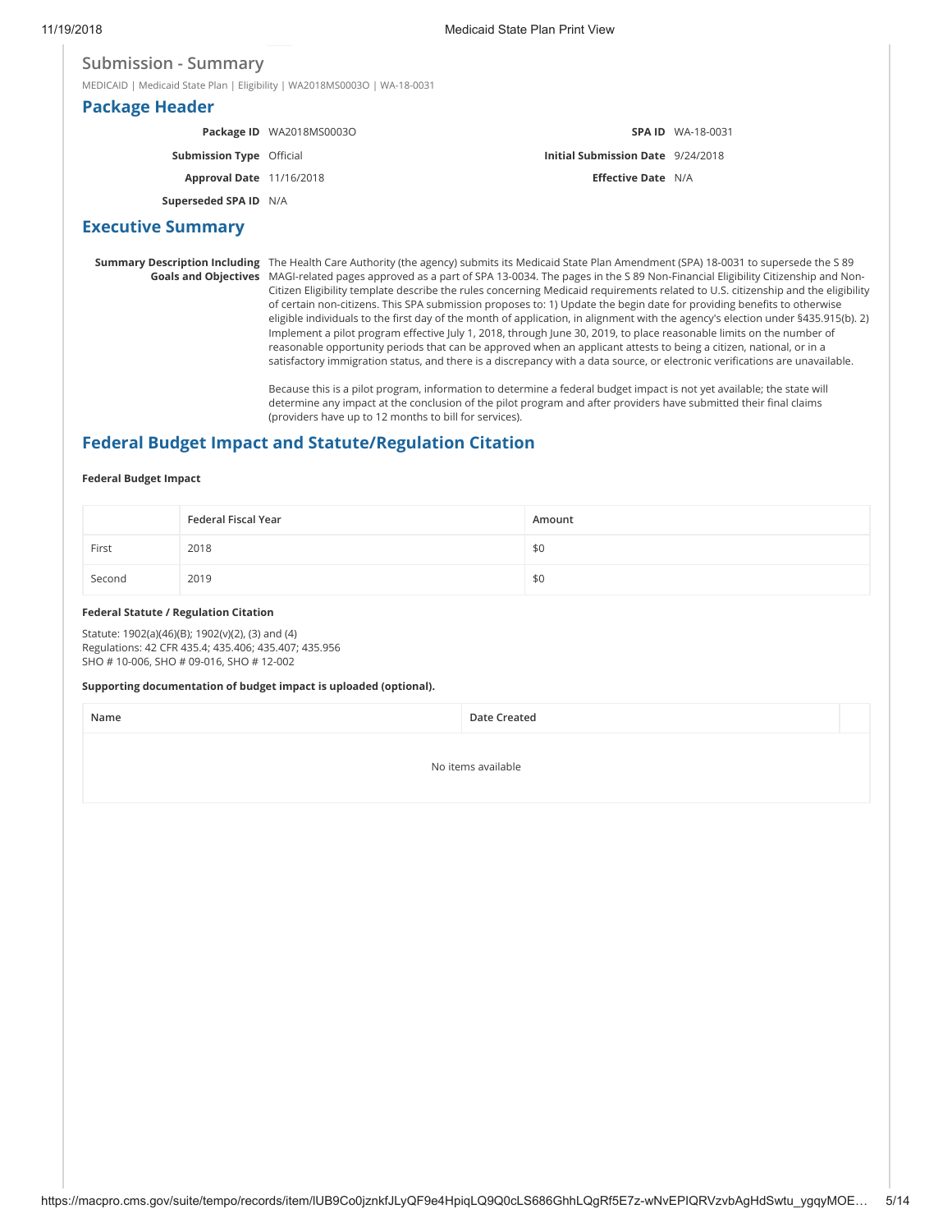## Submission - Summary

MEDICAID | Medicaid State Plan | Eligibility | WA2018MS0003O | WA-18-0031

## Package Header

**Package ID** WA2018MS0003O

**SPA ID** WA-18-0031

**Submission Type** Official

**Initial Submission Date** 9/24/2018

**Approval Date** 11/16/2018

**Effective Date** N/A

**Superseded SPA ID** N/A

## Executive Summary

**Summary Description Including Goals and Objectives**

The Health Care Authority (the agency) submits its Medicaid State Plan Amendment (SPA) 18-0031 to supersede the S 89 MAGI-related pages approved as a part of SPA 13-0034. The pages in the S 89 Non-Financial Eligibility Citizenship and Non-Citizen Eligibility template describe the rules concerning Medicaid requirements related to U.S. citizenship and the eligibility of certain non-citizens. This SPA submission proposes to: 1) Update the begin date for providing benefits to otherwise eligible individuals to the first day of the month of application, in alignment with the agency's election under §435.915(b). 2) Implement a pilot program effective July 1, 2018, through June 30, 2019, to place reasonable limits on the number of reasonable opportunity periods that can be approved when an applicant attests to being a citizen, national, or in a satisfactory immigration status, and there is a discrepancy with a data source, or electronic verifications are unavailable.

Because this is a pilot program, information to determine a federal budget impact is not yet available; the state will determine any impact at the conclusion of the pilot program and after providers have submitted their final claims (providers have up to 12 months to bill for services).

## Federal Budget Impact and Statute/Regulation Citation

**Federal Budget Impact**

| | Federal Fiscal Year | Amount |
|---|---|---|
| First | 2018 | $0 |
| Second | 2019 | $0 |

**Federal Statute / Regulation Citation**

Statute: 1902(a)(46)(B); 1902(v)(2), (3) and (4)
Regulations: 42 CFR 435.4; 435.406; 435.407; 435.956
SHO # 10-006, SHO # 09-016, SHO # 12-002

**Supporting documentation of budget impact is uploaded (optional).**

| Name | Date Created |
|---|---|
| No items available | |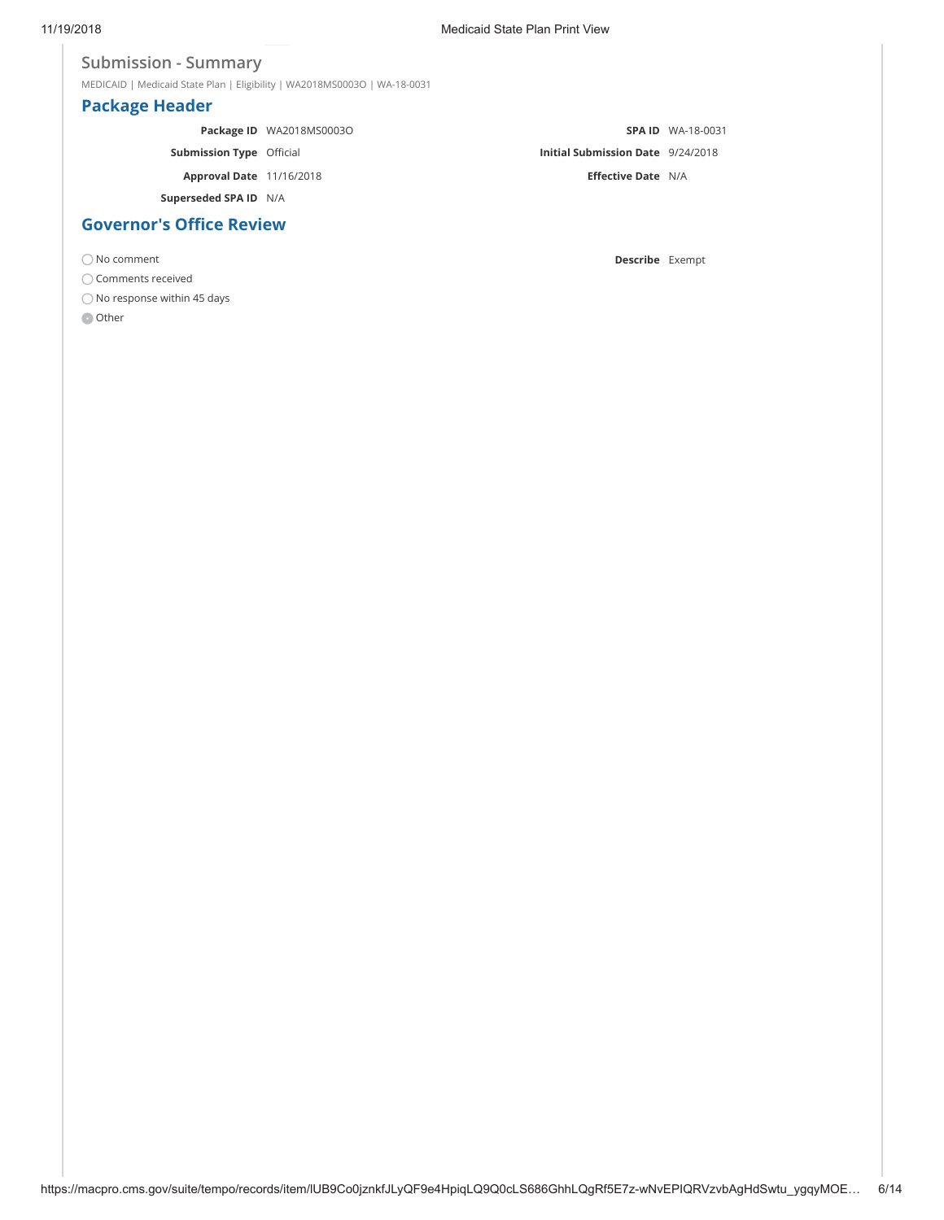## Submission - Summary

MEDICAID | Medicaid State Plan | Eligibility | WA2018MS0003O | WA-18-0031

### Package Header

| | | | |
|---|---|---|---|
| **Package ID** | WA2018MS0003O | **SPA ID** | WA-18-0031 |
| **Submission Type** | Official | **Initial Submission Date** | 9/24/2018 |
| **Approval Date** | 11/16/2018 | **Effective Date** | N/A |
| **Superseded SPA ID** | N/A | | |

### Governor's Office Review

- ○ No comment
- ○ Comments received
- ○ No response within 45 days
- ● Other

**Describe** Exempt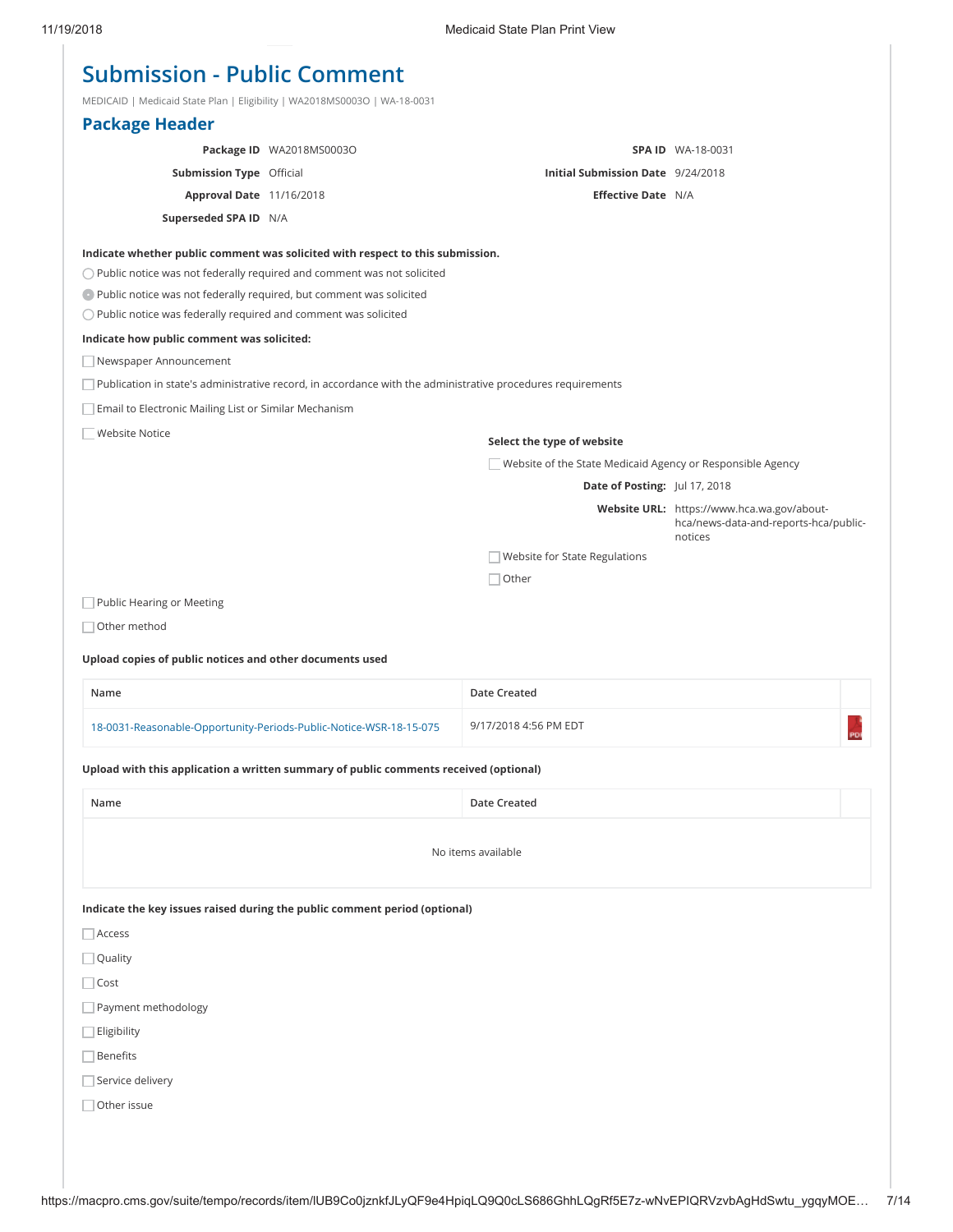# Submission - Public Comment

MEDICAID | Medicaid State Plan | Eligibility | WA2018MS0003O | WA-18-0031

## Package Header

| | | | |
|---|---|---|---|
| **Package ID** | WA2018MS0003O | **SPA ID** | WA-18-0031 |
| **Submission Type** | Official | **Initial Submission Date** | 9/24/2018 |
| **Approval Date** | 11/16/2018 | **Effective Date** | N/A |
| **Superseded SPA ID** | N/A | | |

**Indicate whether public comment was solicited with respect to this submission.**

- ○ Public notice was not federally required and comment was not solicited
- ● Public notice was not federally required, but comment was solicited
- ○ Public notice was federally required and comment was solicited

**Indicate how public comment was solicited:**

- ☐ Newspaper Announcement
- ☐ Publication in state's administrative record, in accordance with the administrative procedures requirements
- ☐ Email to Electronic Mailing List or Similar Mechanism
- ☐ Website Notice

**Select the type of website**

- ☐ Website of the State Medicaid Agency or Responsible Agency

  **Date of Posting:** Jul 17, 2018

  **Website URL:** https://www.hca.wa.gov/about-hca/news-data-and-reports-hca/public-notices

- ☐ Website for State Regulations
- ☐ Other

- ☐ Public Hearing or Meeting
- ☐ Other method

**Upload copies of public notices and other documents used**

| Name | Date Created | |
|---|---|---|
| 18-0031-Reasonable-Opportunity-Periods-Public-Notice-WSR-18-15-075 | 9/17/2018 4:56 PM EDT | PDF |

**Upload with this application a written summary of public comments received (optional)**

| Name | Date Created |
|---|---|
| No items available | |

**Indicate the key issues raised during the public comment period (optional)**

- ☐ Access
- ☐ Quality
- ☐ Cost
- ☐ Payment methodology
- ☐ Eligibility
- ☐ Benefits
- ☐ Service delivery
- ☐ Other issue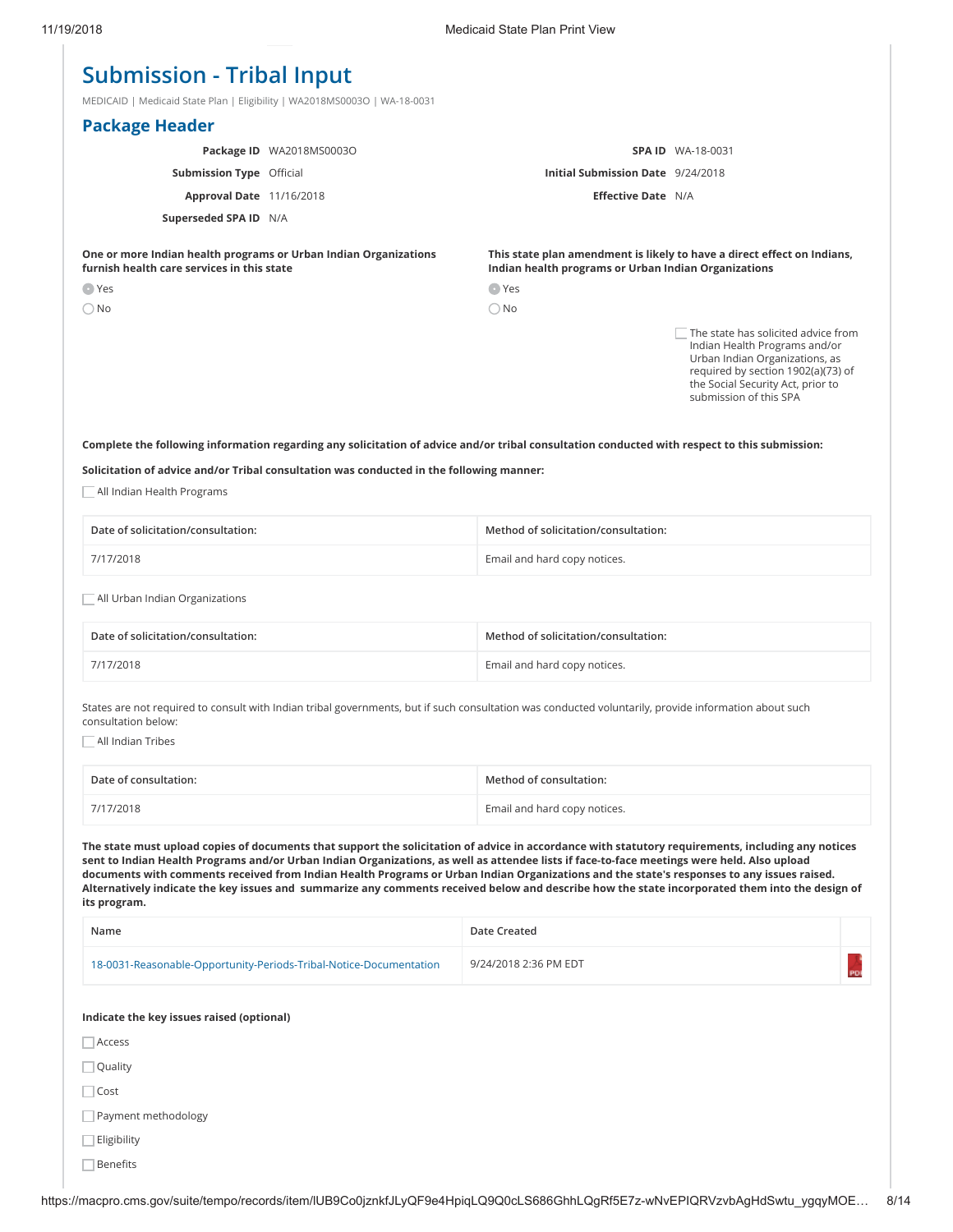# Submission - Tribal Input

MEDICAID | Medicaid State Plan | Eligibility | WA2018MS0003O | WA-18-0031

## Package Header

**Package ID** WA2018MS0003O

**Submission Type** Official

**Approval Date** 11/16/2018

**Superseded SPA ID** N/A

**SPA ID** WA-18-0031

**Initial Submission Date** 9/24/2018

**Effective Date** N/A

**One or more Indian health programs or Urban Indian Organizations furnish health care services in this state**

- (•) Yes
- ( ) No

**This state plan amendment is likely to have a direct effect on Indians, Indian health programs or Urban Indian Organizations**

- (•) Yes
- ( ) No

- [ ] The state has solicited advice from Indian Health Programs and/or Urban Indian Organizations, as required by section 1902(a)(73) of the Social Security Act, prior to submission of this SPA

**Complete the following information regarding any solicitation of advice and/or tribal consultation conducted with respect to this submission:**

**Solicitation of advice and/or Tribal consultation was conducted in the following manner:**

- [ ] All Indian Health Programs

| Date of solicitation/consultation: | Method of solicitation/consultation: |
|---|---|
| 7/17/2018 | Email and hard copy notices. |

- [ ] All Urban Indian Organizations

| Date of solicitation/consultation: | Method of solicitation/consultation: |
|---|---|
| 7/17/2018 | Email and hard copy notices. |

States are not required to consult with Indian tribal governments, but if such consultation was conducted voluntarily, provide information about such consultation below:

- [ ] All Indian Tribes

| Date of consultation: | Method of consultation: |
|---|---|
| 7/17/2018 | Email and hard copy notices. |

**The state must upload copies of documents that support the solicitation of advice in accordance with statutory requirements, including any notices sent to Indian Health Programs and/or Urban Indian Organizations, as well as attendee lists if face-to-face meetings were held. Also upload documents with comments received from Indian Health Programs or Urban Indian Organizations and the state's responses to any issues raised. Alternatively indicate the key issues and summarize any comments received below and describe how the state incorporated them into the design of its program.**

| Name | Date Created |
|---|---|
| 18-0031-Reasonable-Opportunity-Periods-Tribal-Notice-Documentation | 9/24/2018 2:36 PM EDT |

**Indicate the key issues raised (optional)**

- [ ] Access
- [ ] Quality
- [ ] Cost
- [ ] Payment methodology
- [ ] Eligibility
- [ ] Benefits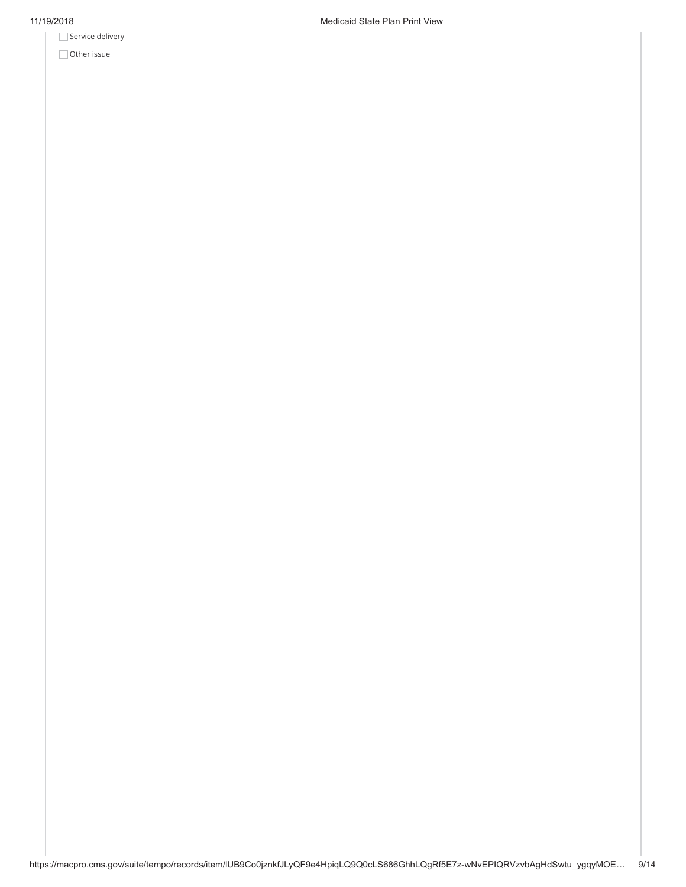- [ ] Service delivery
- [ ] Other issue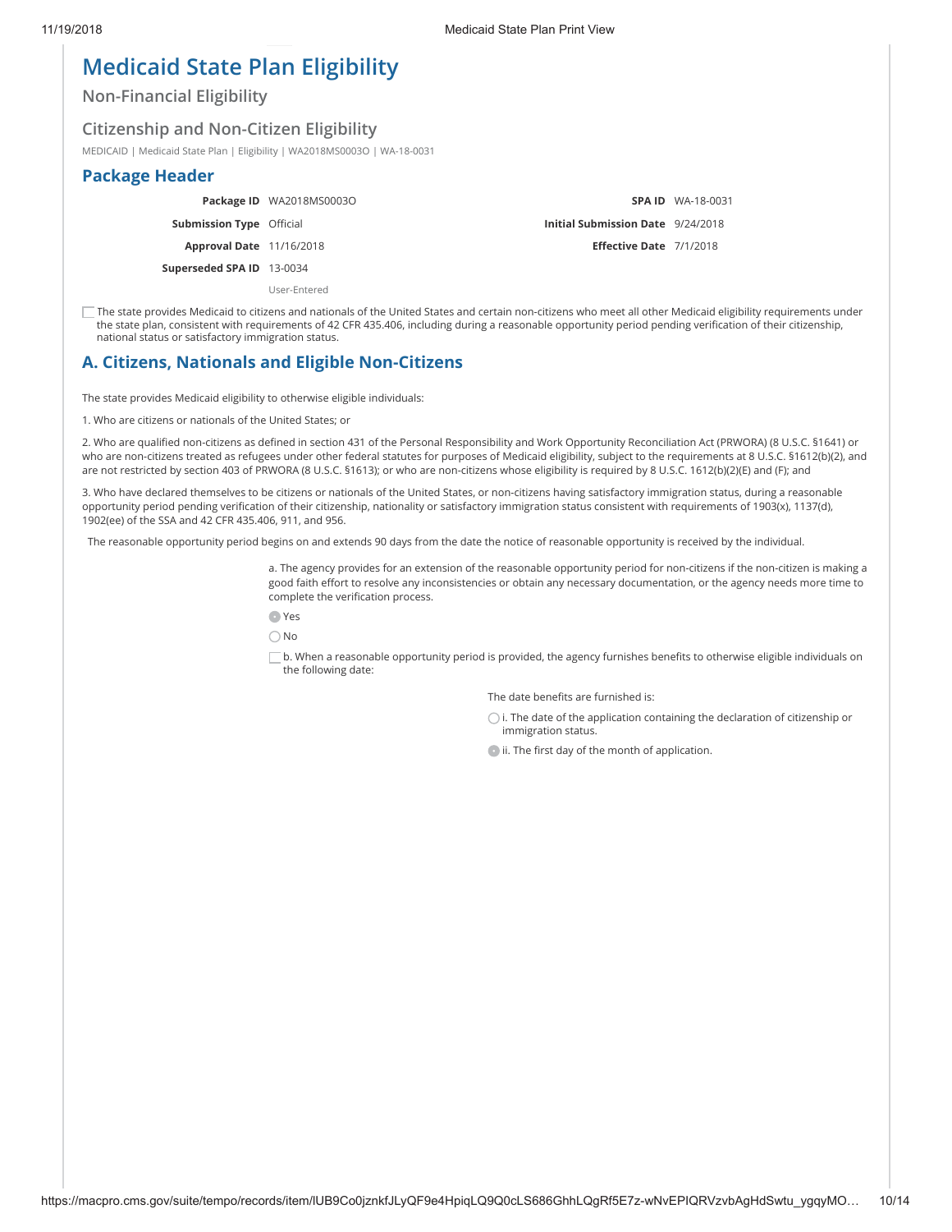# Medicaid State Plan Eligibility

## Non-Financial Eligibility

### Citizenship and Non-Citizen Eligibility

MEDICAID | Medicaid State Plan | Eligibility | WA2018MS0003O | WA-18-0031

## Package Header

| | | | |
|---|---|---|---|
| **Package ID** | WA2018MS0003O | **SPA ID** | WA-18-0031 |
| **Submission Type** | Official | **Initial Submission Date** | 9/24/2018 |
| **Approval Date** | 11/16/2018 | **Effective Date** | 7/1/2018 |
| **Superseded SPA ID** | 13-0034 | | |
| | User-Entered | | |

☐ The state provides Medicaid to citizens and nationals of the United States and certain non-citizens who meet all other Medicaid eligibility requirements under the state plan, consistent with requirements of 42 CFR 435.406, including during a reasonable opportunity period pending verification of their citizenship, national status or satisfactory immigration status.

## A. Citizens, Nationals and Eligible Non-Citizens

The state provides Medicaid eligibility to otherwise eligible individuals:

1. Who are citizens or nationals of the United States; or

2. Who are qualified non-citizens as defined in section 431 of the Personal Responsibility and Work Opportunity Reconciliation Act (PRWORA) (8 U.S.C. §1641) or who are non-citizens treated as refugees under other federal statutes for purposes of Medicaid eligibility, subject to the requirements at 8 U.S.C. §1612(b)(2), and are not restricted by section 403 of PRWORA (8 U.S.C. §1613); or who are non-citizens whose eligibility is required by 8 U.S.C. 1612(b)(2)(E) and (F); and

3. Who have declared themselves to be citizens or nationals of the United States, or non-citizens having satisfactory immigration status, during a reasonable opportunity period pending verification of their citizenship, nationality or satisfactory immigration status consistent with requirements of 1903(x), 1137(d), 1902(ee) of the SSA and 42 CFR 435.406, 911, and 956.

The reasonable opportunity period begins on and extends 90 days from the date the notice of reasonable opportunity is received by the individual.

a. The agency provides for an extension of the reasonable opportunity period for non-citizens if the non-citizen is making a good faith effort to resolve any inconsistencies or obtain any necessary documentation, or the agency needs more time to complete the verification process.

- ◉ Yes
- ○ No

☐ b. When a reasonable opportunity period is provided, the agency furnishes benefits to otherwise eligible individuals on the following date:

The date benefits are furnished is:

- ○ i. The date of the application containing the declaration of citizenship or immigration status.
- ◉ ii. The first day of the month of application.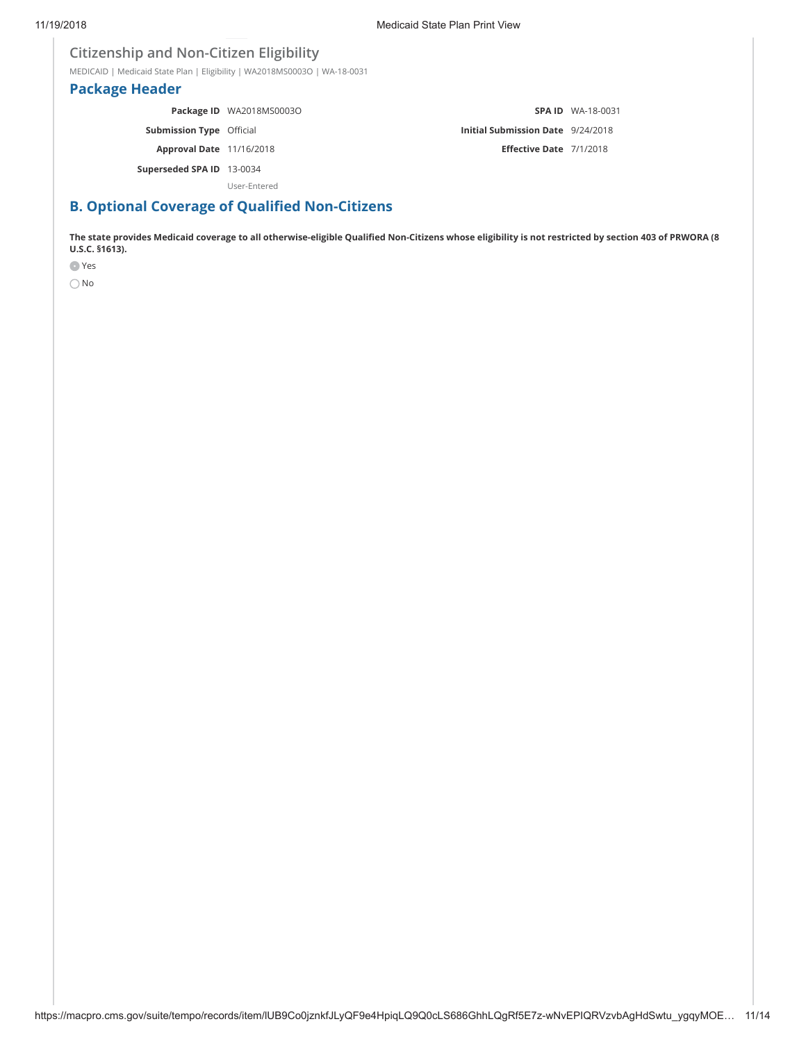## Citizenship and Non-Citizen Eligibility

MEDICAID | Medicaid State Plan | Eligibility | WA2018MS0003O | WA-18-0031

## Package Header

| | | | |
|---|---|---|---|
| **Package ID** | WA2018MS0003O | **SPA ID** | WA-18-0031 |
| **Submission Type** | Official | **Initial Submission Date** | 9/24/2018 |
| **Approval Date** | 11/16/2018 | **Effective Date** | 7/1/2018 |
| **Superseded SPA ID** | 13-0034 | | |
| | User-Entered | | |

## B. Optional Coverage of Qualified Non-Citizens

**The state provides Medicaid coverage to all otherwise-eligible Qualified Non-Citizens whose eligibility is not restricted by section 403 of PRWORA (8 U.S.C. §1613).**

- (•) Yes
- ( ) No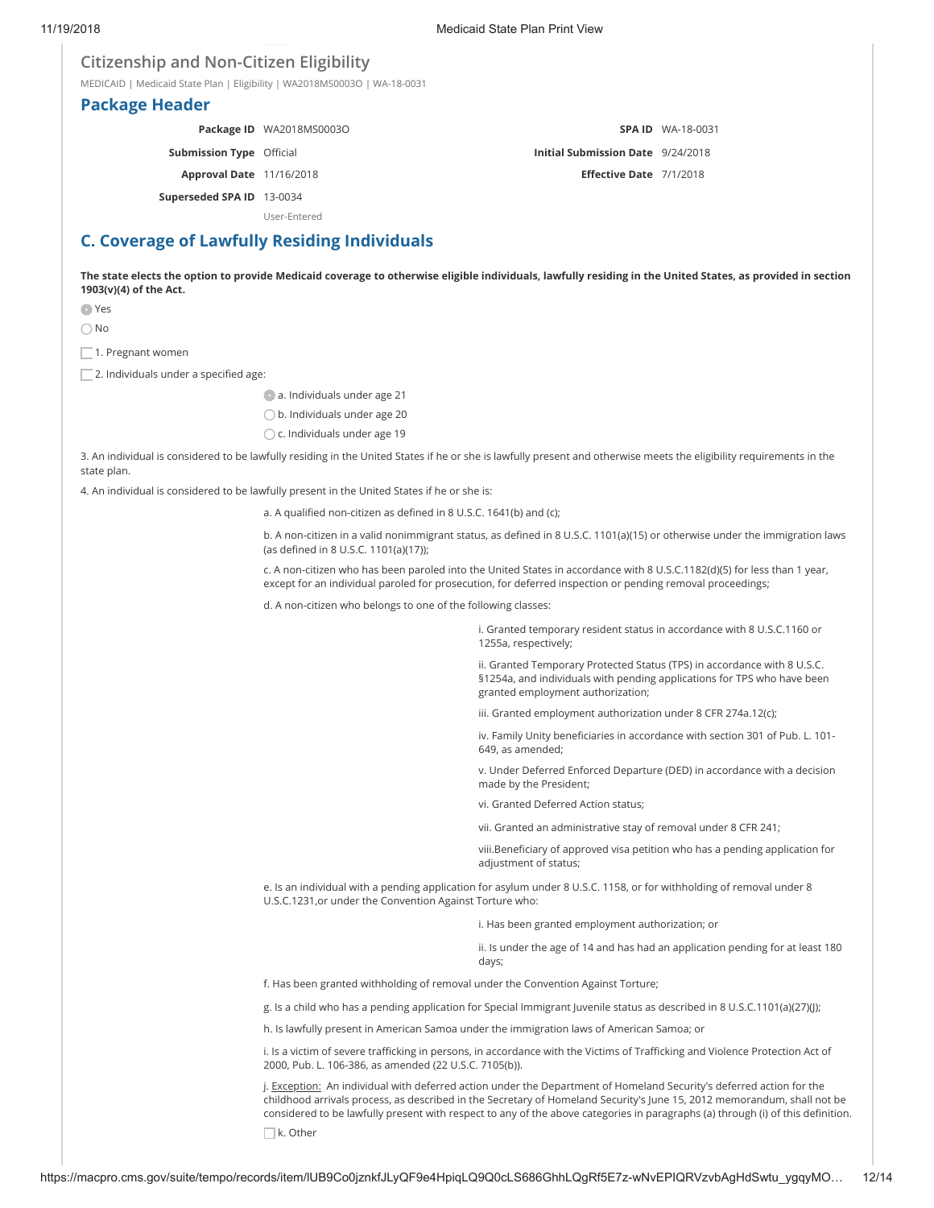## Citizenship and Non-Citizen Eligibility

MEDICAID | Medicaid State Plan | Eligibility | WA2018MS0003O | WA-18-0031

## Package Header

| | | | |
|---|---|---|---|
| **Package ID** | WA2018MS0003O | **SPA ID** | WA-18-0031 |
| **Submission Type** | Official | **Initial Submission Date** | 9/24/2018 |
| **Approval Date** | 11/16/2018 | **Effective Date** | 7/1/2018 |
| **Superseded SPA ID** | 13-0034<br>User-Entered | | |

## C. Coverage of Lawfully Residing Individuals

**The state elects the option to provide Medicaid coverage to otherwise eligible individuals, lawfully residing in the United States, as provided in section 1903(v)(4) of the Act.**

- (•) Yes
- ( ) No

- [ ] 1. Pregnant women
- [ ] 2. Individuals under a specified age:
  - (•) a. Individuals under age 21
  - ( ) b. Individuals under age 20
  - ( ) c. Individuals under age 19

3. An individual is considered to be lawfully residing in the United States if he or she is lawfully present and otherwise meets the eligibility requirements in the state plan.

4. An individual is considered to be lawfully present in the United States if he or she is:

   a. A qualified non-citizen as defined in 8 U.S.C. 1641(b) and (c);

   b. A non-citizen in a valid nonimmigrant status, as defined in 8 U.S.C. 1101(a)(15) or otherwise under the immigration laws (as defined in 8 U.S.C. 1101(a)(17));

   c. A non-citizen who has been paroled into the United States in accordance with 8 U.S.C.1182(d)(5) for less than 1 year, except for an individual paroled for prosecution, for deferred inspection or pending removal proceedings;

   d. A non-citizen who belongs to one of the following classes:

      i. Granted temporary resident status in accordance with 8 U.S.C.1160 or 1255a, respectively;

      ii. Granted Temporary Protected Status (TPS) in accordance with 8 U.S.C. §1254a, and individuals with pending applications for TPS who have been granted employment authorization;

      iii. Granted employment authorization under 8 CFR 274a.12(c);

      iv. Family Unity beneficiaries in accordance with section 301 of Pub. L. 101-649, as amended;

      v. Under Deferred Enforced Departure (DED) in accordance with a decision made by the President;

      vi. Granted Deferred Action status;

      vii. Granted an administrative stay of removal under 8 CFR 241;

      viii.Beneficiary of approved visa petition who has a pending application for adjustment of status;

   e. Is an individual with a pending application for asylum under 8 U.S.C. 1158, or for withholding of removal under 8 U.S.C.1231,or under the Convention Against Torture who:

      i. Has been granted employment authorization; or

      ii. Is under the age of 14 and has had an application pending for at least 180 days;

   f. Has been granted withholding of removal under the Convention Against Torture;

   g. Is a child who has a pending application for Special Immigrant Juvenile status as described in 8 U.S.C.1101(a)(27)(J);

   h. Is lawfully present in American Samoa under the immigration laws of American Samoa; or

   i. Is a victim of severe trafficking in persons, in accordance with the Victims of Trafficking and Violence Protection Act of 2000, Pub. L. 106-386, as amended (22 U.S.C. 7105(b)).

   j. Exception: An individual with deferred action under the Department of Homeland Security's deferred action for the childhood arrivals process, as described in the Secretary of Homeland Security's June 15, 2012 memorandum, shall not be considered to be lawfully present with respect to any of the above categories in paragraphs (a) through (i) of this definition.

   - [ ] k. Other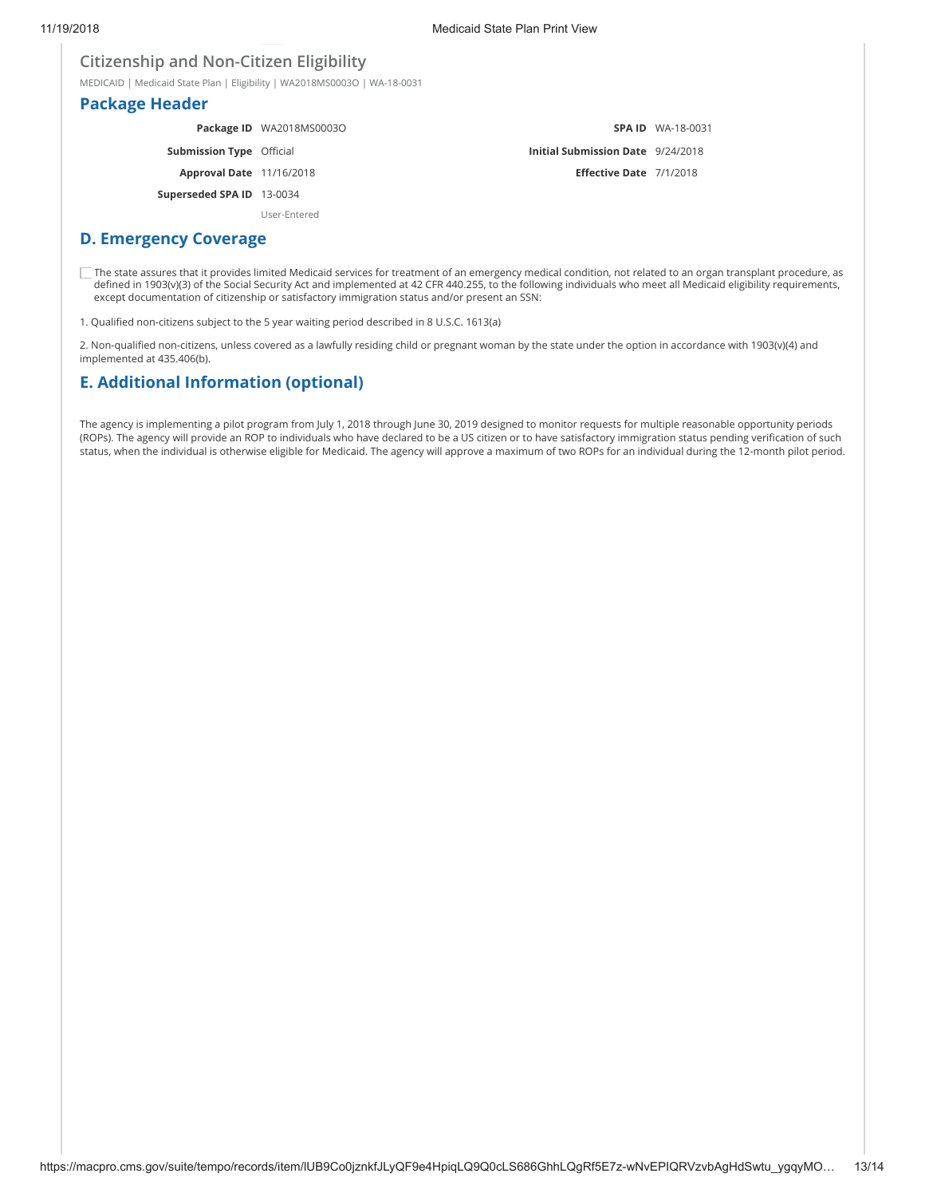## Citizenship and Non-Citizen Eligibility

MEDICAID | Medicaid State Plan | Eligibility | WA2018MS0003O | WA-18-0031

### Package Header

| | | | |
|---|---|---|---|
| **Package ID** | WA2018MS0003O | **SPA ID** | WA-18-0031 |
| **Submission Type** | Official | **Initial Submission Date** | 9/24/2018 |
| **Approval Date** | 11/16/2018 | **Effective Date** | 7/1/2018 |
| **Superseded SPA ID** | 13-0034 | | |
| | User-Entered | | |

### D. Emergency Coverage

☐ The state assures that it provides limited Medicaid services for treatment of an emergency medical condition, not related to an organ transplant procedure, as defined in 1903(v)(3) of the Social Security Act and implemented at 42 CFR 440.255, to the following individuals who meet all Medicaid eligibility requirements, except documentation of citizenship or satisfactory immigration status and/or present an SSN:

1. Qualified non-citizens subject to the 5 year waiting period described in 8 U.S.C. 1613(a)

2. Non-qualified non-citizens, unless covered as a lawfully residing child or pregnant woman by the state under the option in accordance with 1903(v)(4) and implemented at 435.406(b).

### E. Additional Information (optional)

The agency is implementing a pilot program from July 1, 2018 through June 30, 2019 designed to monitor requests for multiple reasonable opportunity periods (ROPs). The agency will provide an ROP to individuals who have declared to be a US citizen or to have satisfactory immigration status pending verification of such status, when the individual is otherwise eligible for Medicaid. The agency will approve a maximum of two ROPs for an individual during the 12-month pilot period.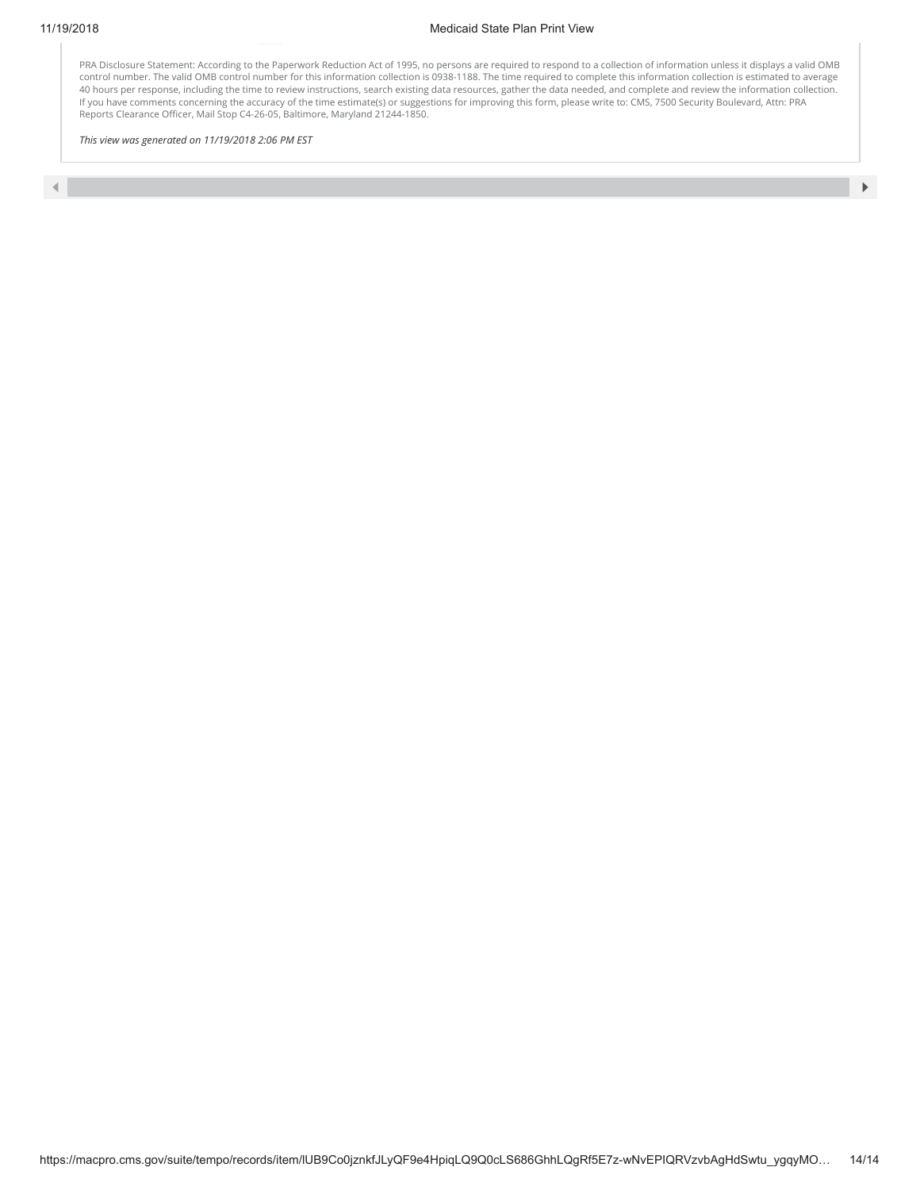PRA Disclosure Statement: According to the Paperwork Reduction Act of 1995, no persons are required to respond to a collection of information unless it displays a valid OMB control number. The valid OMB control number for this information collection is 0938-1188. The time required to complete this information collection is estimated to average 40 hours per response, including the time to review instructions, search existing data resources, gather the data needed, and complete and review the information collection. If you have comments concerning the accuracy of the time estimate(s) or suggestions for improving this form, please write to: CMS, 7500 Security Boulevard, Attn: PRA Reports Clearance Officer, Mail Stop C4-26-05, Baltimore, Maryland 21244-1850.

*This view was generated on 11/19/2018 2:06 PM EST*